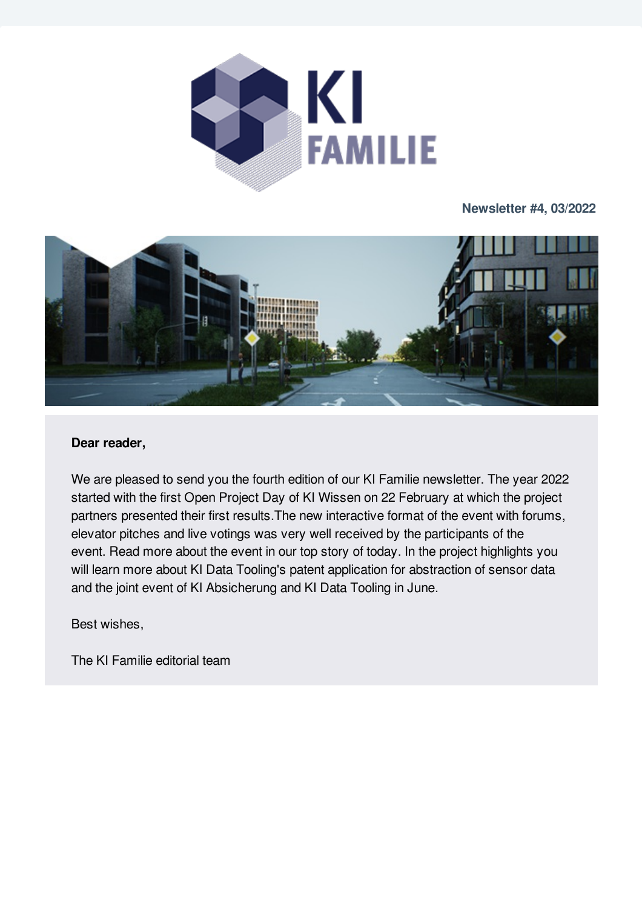KI FAMILIE

**Newsletter #4, 03/2022**

**Dear reader,**

We are pleased to send you the fourth edition of our KI Familie newsletter. The year 2022 started with the first Open Project Day of KI Wissen on 22 February at which the project partners presented their first results.The new interactive format of the event with forums, elevator pitches and live votings was very well received by the participants of the event. Read more about the event in our top story of today. In the project highlights you will learn more about KI Data Tooling's patent application for abstraction of sensor data and the joint event of KI Absicherung and KI Data Tooling in June.

Best wishes,

The KI Familie editorial team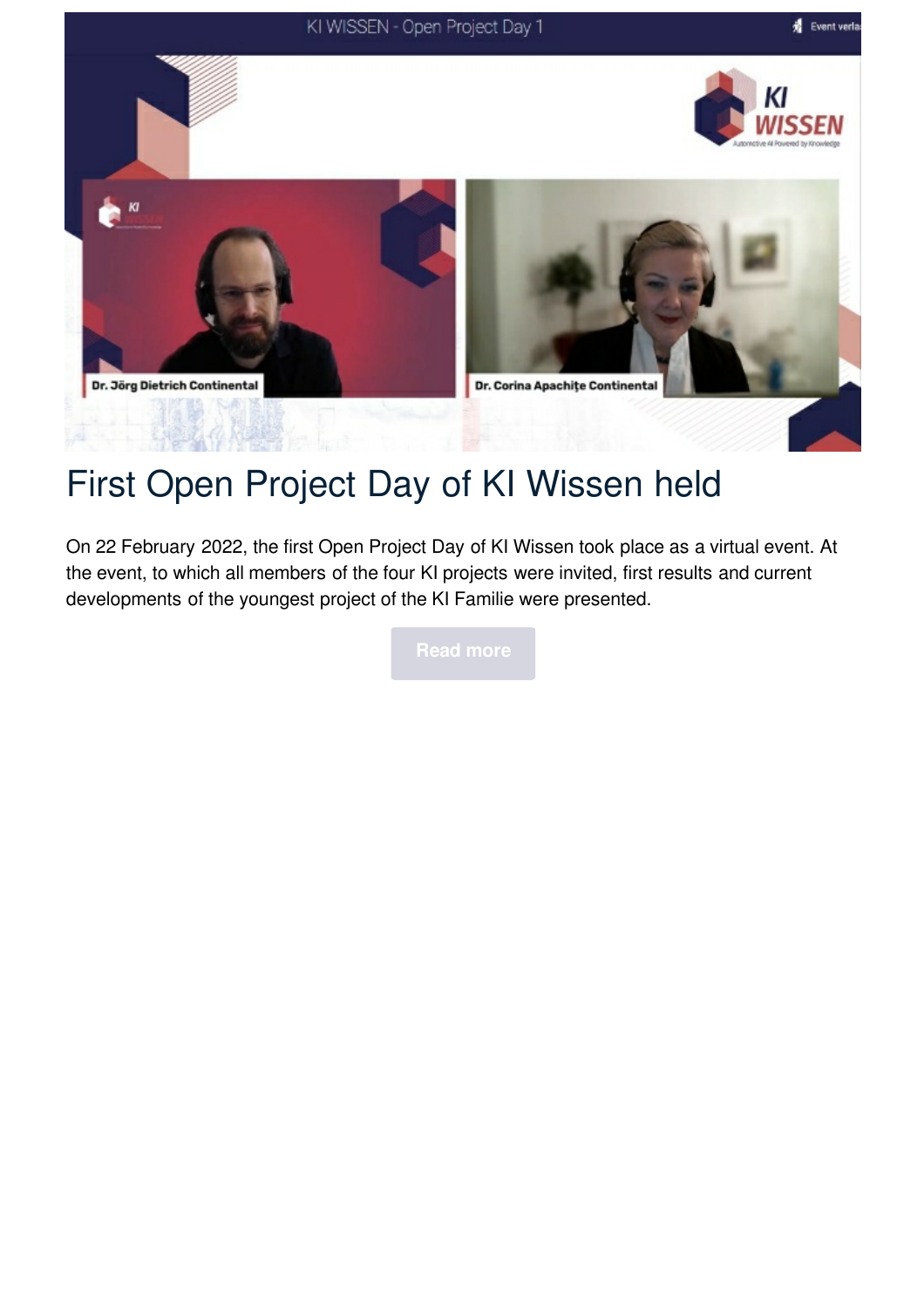# First Open Project Day of KI Wissen held

On 22 February 2022, the first Open Project Day of KI Wissen took place as a virtual event. At the event, to which all members of the four KI projects were invited, first results and current developments of the youngest project of the KI Familie were presented.

Read more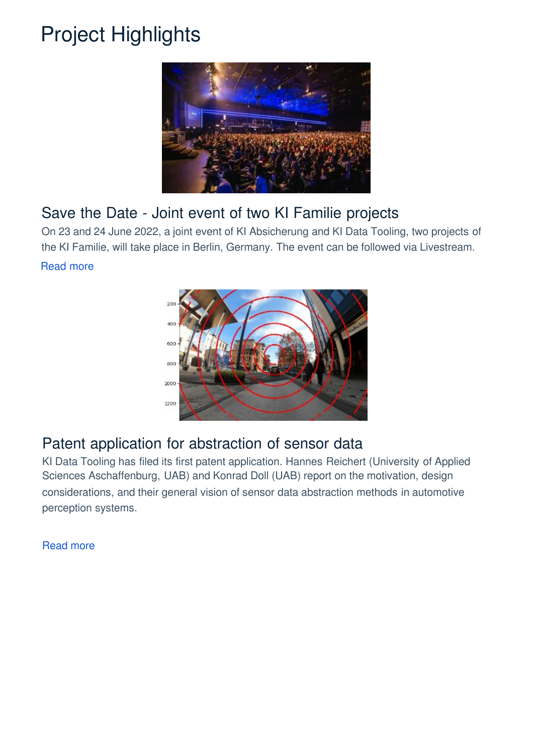# Project Highlights

## Save the Date - Joint event of two KI Familie projects

On 23 and 24 June 2022, a joint event of KI Absicherung and KI Data Tooling, two projects of the KI Familie, will take place in Berlin, Germany. The event can be followed via Livestream.

Read more

200
400
600
800
1000
1200

## Patent application for abstraction of sensor data

KI Data Tooling has filed its first patent application. Hannes Reichert (University of Applied Sciences Aschaffenburg, UAB) and Konrad Doll (UAB) report on the motivation, design considerations, and their general vision of sensor data abstraction methods in automotive perception systems.

Read more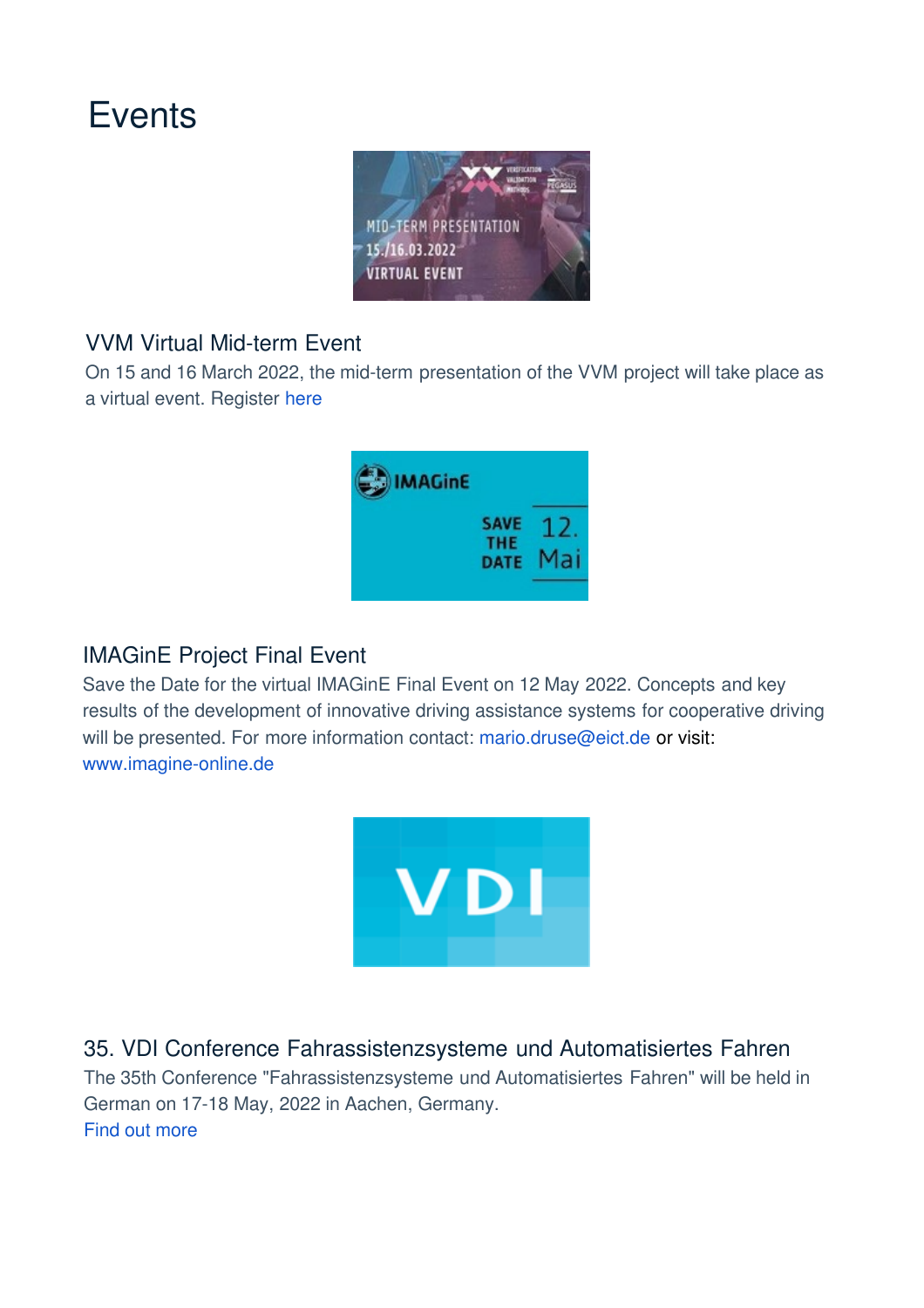# Events

## VVM Virtual Mid-term Event

On 15 and 16 March 2022, the mid-term presentation of the VVM project will take place as a virtual event. Register here

## IMAGinE Project Final Event

Save the Date for the virtual IMAGinE Final Event on 12 May 2022. Concepts and key results of the development of innovative driving assistance systems for cooperative driving will be presented. For more information contact: mario.druse@eict.de or visit: www.imagine-online.de

## 35. VDI Conference Fahrassistenzsysteme und Automatisiertes Fahren

The 35th Conference "Fahrassistenzsysteme und Automatisiertes Fahren" will be held in German on 17-18 May, 2022 in Aachen, Germany.

Find out more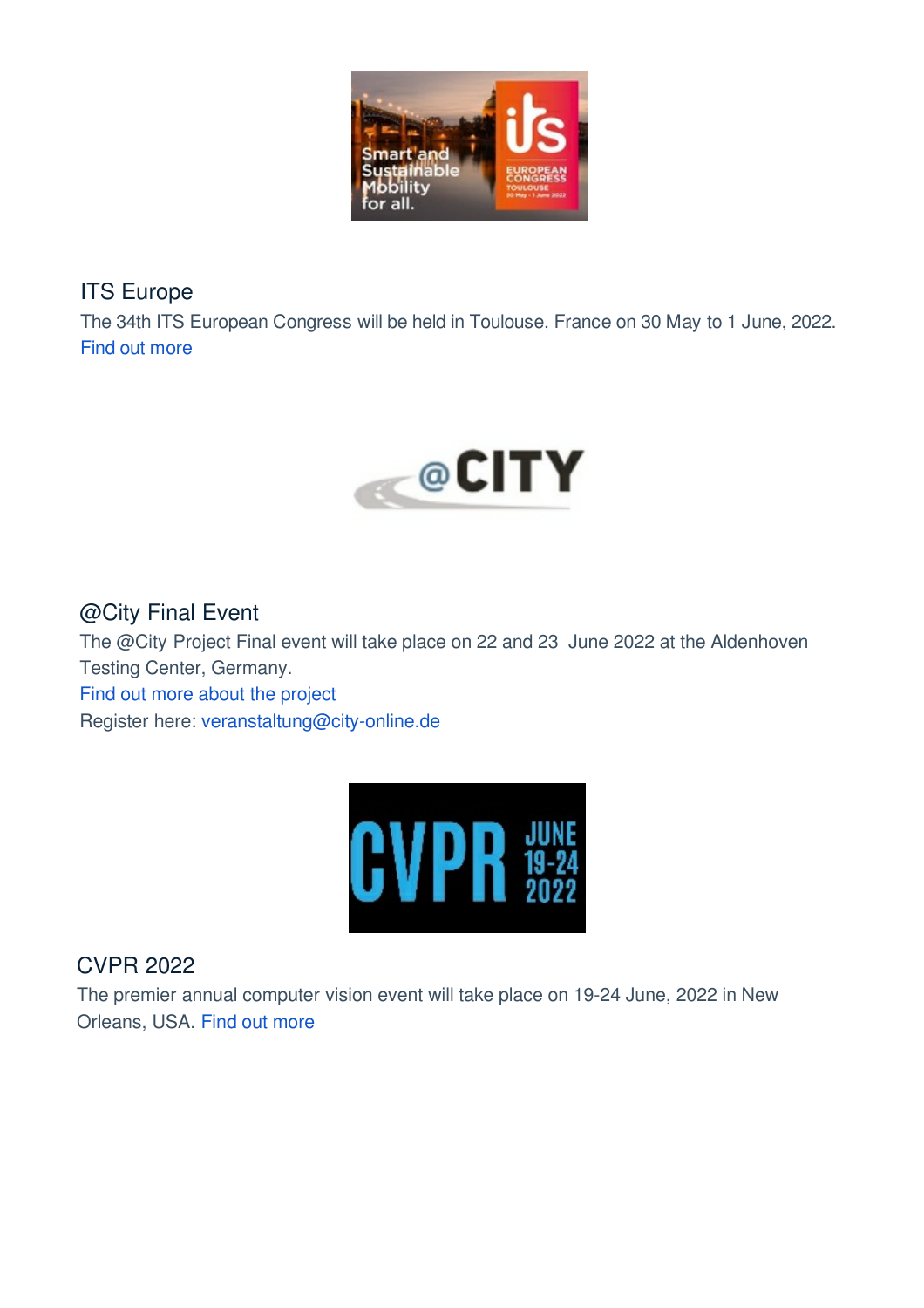## ITS Europe

The 34th ITS European Congress will be held in Toulouse, France on 30 May to 1 June, 2022.
Find out more

## @City Final Event

The @City Project Final event will take place on 22 and 23 June 2022 at the Aldenhoven Testing Center, Germany.
Find out more about the project
Register here: veranstaltung@city-online.de

## CVPR 2022

The premier annual computer vision event will take place on 19-24 June, 2022 in New Orleans, USA. Find out more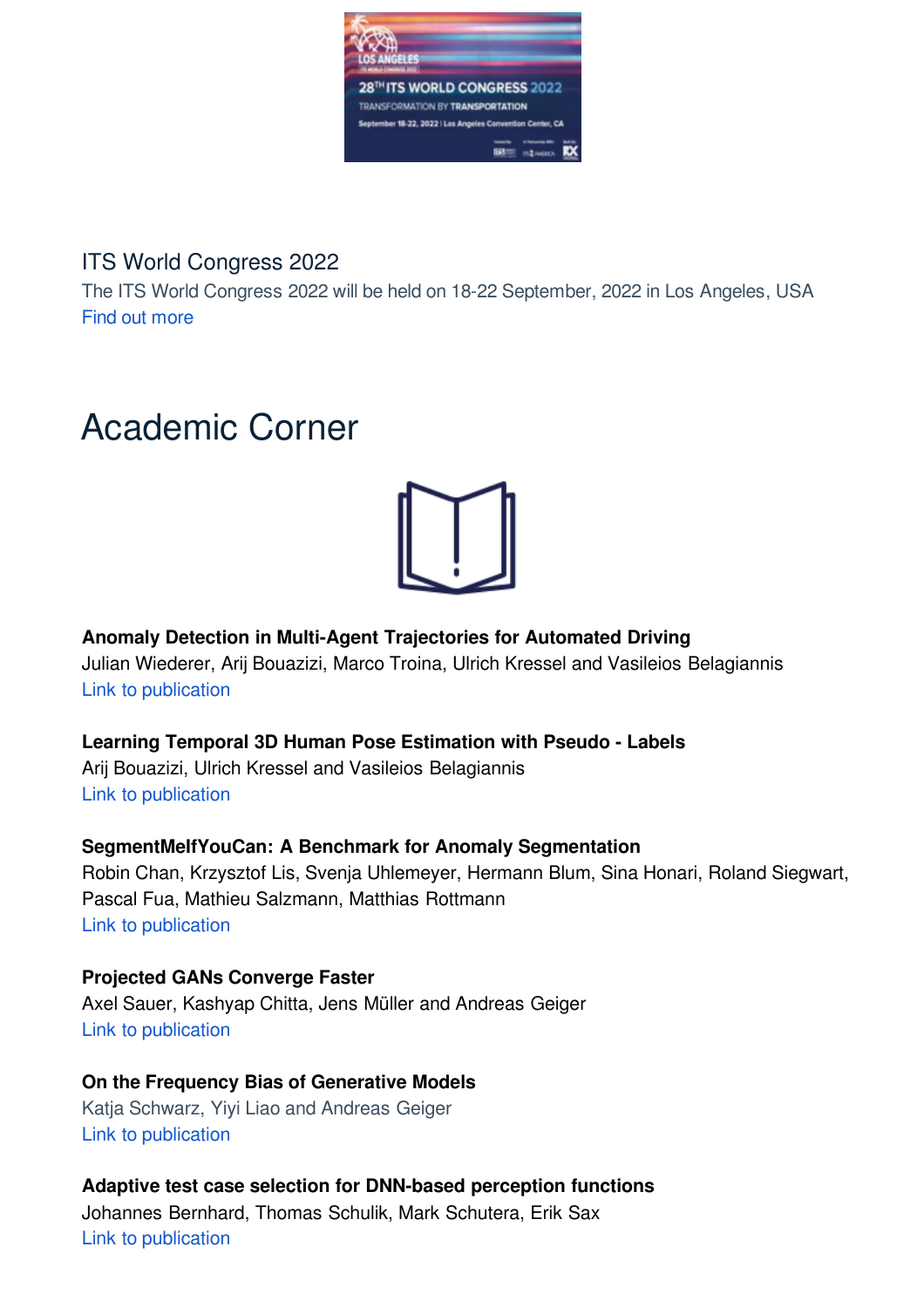## ITS World Congress 2022

The ITS World Congress 2022 will be held on 18-22 September, 2022 in Los Angeles, USA

Find out more

# Academic Corner

**Anomaly Detection in Multi-Agent Trajectories for Automated Driving**

Julian Wiederer, Arij Bouazizi, Marco Troina, Ulrich Kressel and Vasileios Belagiannis

Link to publication

**Learning Temporal 3D Human Pose Estimation with Pseudo - Labels**

Arij Bouazizi, Ulrich Kressel and Vasileios Belagiannis

Link to publication

**SegmentMeIfYouCan: A Benchmark for Anomaly Segmentation**

Robin Chan, Krzysztof Lis, Svenja Uhlemeyer, Hermann Blum, Sina Honari, Roland Siegwart, Pascal Fua, Mathieu Salzmann, Matthias Rottmann

Link to publication

**Projected GANs Converge Faster**

Axel Sauer, Kashyap Chitta, Jens Müller and Andreas Geiger

Link to publication

**On the Frequency Bias of Generative Models**

Katja Schwarz, Yiyi Liao and Andreas Geiger

Link to publication

**Adaptive test case selection for DNN-based perception functions**

Johannes Bernhard, Thomas Schulik, Mark Schutera, Erik Sax

Link to publication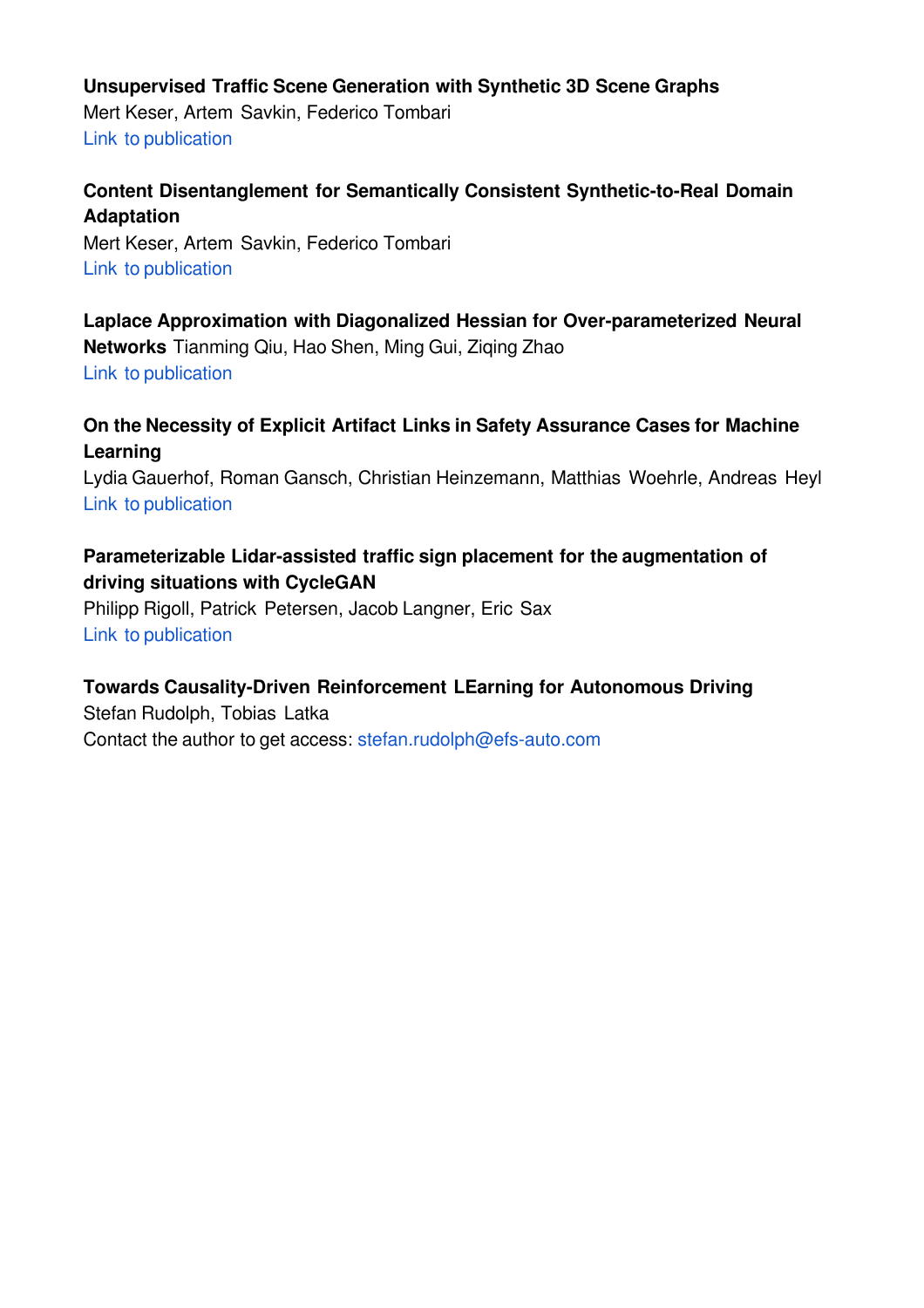**Unsupervised Traffic Scene Generation with Synthetic 3D Scene Graphs**
Mert Keser, Artem Savkin, Federico Tombari
Link to publication

**Content Disentanglement for Semantically Consistent Synthetic-to-Real Domain Adaptation**
Mert Keser, Artem Savkin, Federico Tombari
Link to publication

**Laplace Approximation with Diagonalized Hessian for Over-parameterized Neural Networks** Tianming Qiu, Hao Shen, Ming Gui, Ziqing Zhao
Link to publication

**On the Necessity of Explicit Artifact Links in Safety Assurance Cases for Machine Learning**
Lydia Gauerhof, Roman Gansch, Christian Heinzemann, Matthias Woehrle, Andreas Heyl
Link to publication

**Parameterizable Lidar-assisted traffic sign placement for the augmentation of driving situations with CycleGAN**
Philipp Rigoll, Patrick Petersen, Jacob Langner, Eric Sax
Link to publication

**Towards Causality-Driven Reinforcement LEarning for Autonomous Driving**
Stefan Rudolph, Tobias Latka
Contact the author to get access: stefan.rudolph@efs-auto.com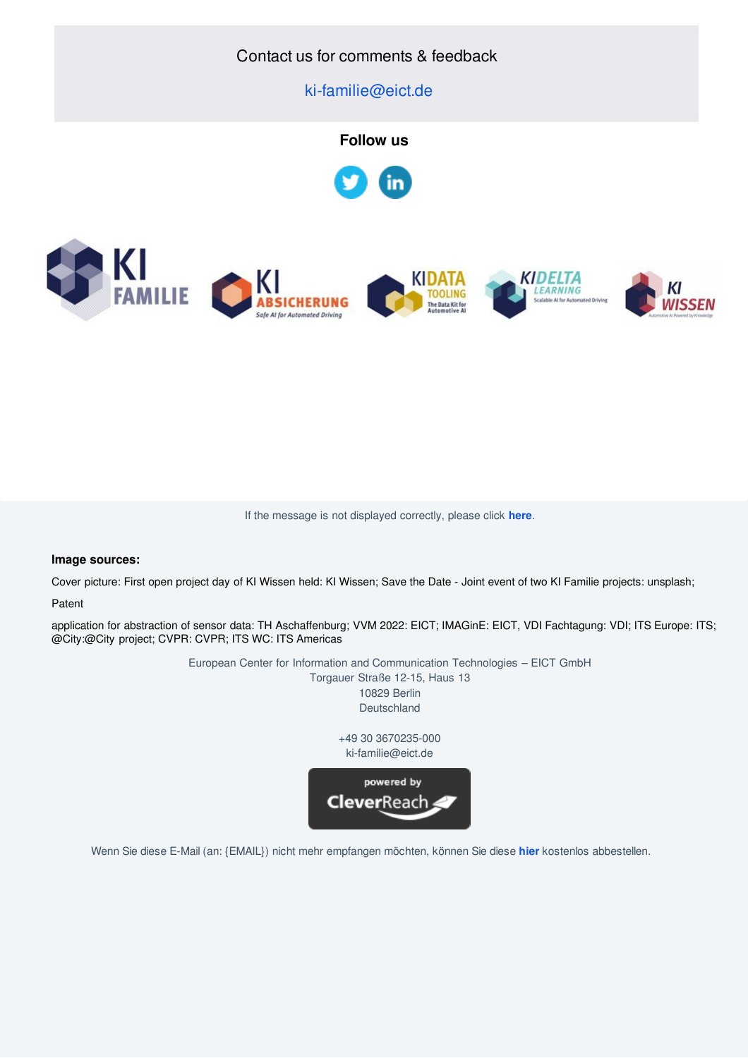Contact us for comments & feedback

ki-familie@eict.de

**Follow us**

If the message is not displayed correctly, please click **here**.

**Image sources:**

Cover picture: First open project day of KI Wissen held: KI Wissen; Save the Date - Joint event of two KI Familie projects: unsplash;

Patent

application for abstraction of sensor data: TH Aschaffenburg; VVM 2022: EICT; IMAGinE: EICT, VDI Fachtagung: VDI; ITS Europe: ITS; @City:@City project; CVPR: CVPR; ITS WC: ITS Americas

European Center for Information and Communication Technologies – EICT GmbH
Torgauer Straße 12-15, Haus 13
10829 Berlin
Deutschland

+49 30 3670235-000
ki-familie@eict.de

powered by CleverReach

Wenn Sie diese E-Mail (an: {EMAIL}) nicht mehr empfangen möchten, können Sie diese **hier** kostenlos abbestellen.